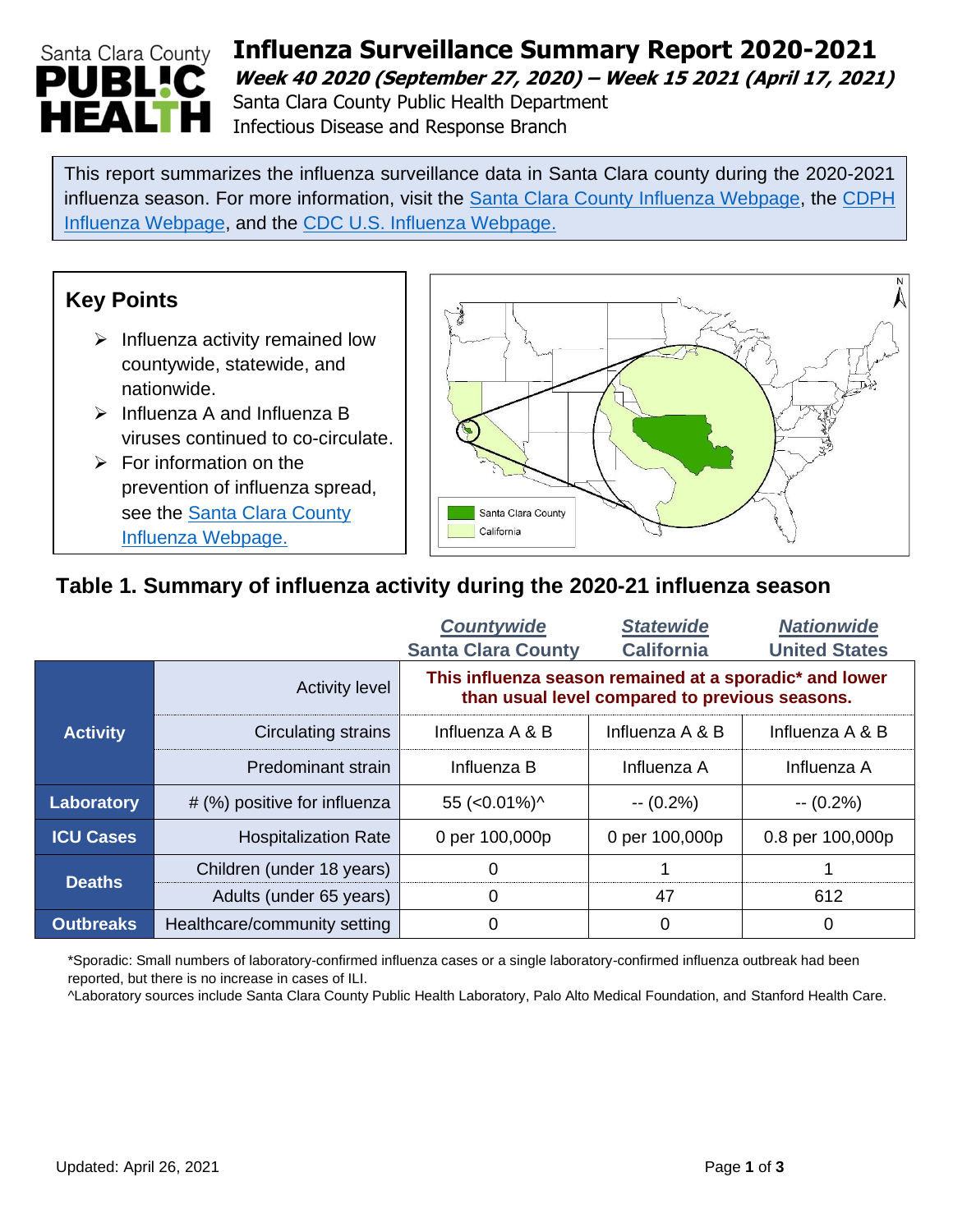# Influenza Surveillance Summary Report 2020-2021

***Week 40 2020 (September 27, 2020) – Week 15 2021 (April 17, 2021)***

Santa Clara County Public Health Department
Infectious Disease and Response Branch

This report summarizes the influenza surveillance data in Santa Clara county during the 2020-2021 influenza season. For more information, visit the Santa Clara County Influenza Webpage, the CDPH Influenza Webpage, and the CDC U.S. Influenza Webpage.

## Key Points

- Influenza activity remained low countywide, statewide, and nationwide.
- Influenza A and Influenza B viruses continued to co-circulate.
- For information on the prevention of influenza spread, see the Santa Clara County Influenza Webpage.

## Table 1. Summary of influenza activity during the 2020-21 influenza season

| | | *Countywide* Santa Clara County | *Statewide* California | *Nationwide* United States |
|---|---|---|---|---|
| **Activity** | Activity level | **This influenza season remained at a sporadic* and lower than usual level compared to previous seasons.** | | |
| | Circulating strains | Influenza A & B | Influenza A & B | Influenza A & B |
| | Predominant strain | Influenza B | Influenza A | Influenza A |
| **Laboratory** | # (%) positive for influenza | 55 (<0.01%)^ | -- (0.2%) | -- (0.2%) |
| **ICU Cases** | Hospitalization Rate | 0 per 100,000p | 0 per 100,000p | 0.8 per 100,000p |
| **Deaths** | Children (under 18 years) | 0 | 1 | 1 |
| | Adults (under 65 years) | 0 | 47 | 612 |
| **Outbreaks** | Healthcare/community setting | 0 | 0 | 0 |

*Sporadic: Small numbers of laboratory-confirmed influenza cases or a single laboratory-confirmed influenza outbreak had been reported, but there is no increase in cases of ILI.

^Laboratory sources include Santa Clara County Public Health Laboratory, Palo Alto Medical Foundation, and Stanford Health Care.

Updated: April 26, 2021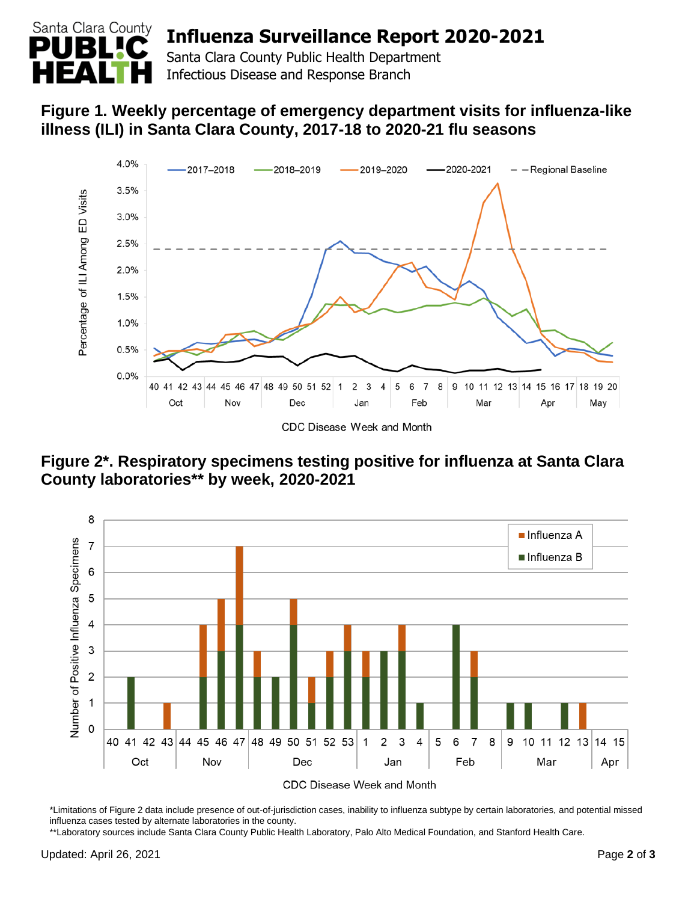Santa Clara County PUBLIC HEALTH

# Influenza Surveillance Report 2020-2021

Santa Clara County Public Health Department
Infectious Disease and Response Branch

**Figure 1. Weekly percentage of emergency department visits for influenza-like illness (ILI) in Santa Clara County, 2017-18 to 2020-21 flu seasons**

**Figure 2*. Respiratory specimens testing positive for influenza at Santa Clara County laboratories** by week, 2020-2021**

*Limitations of Figure 2 data include presence of out-of-jurisdiction cases, inability to influenza subtype by certain laboratories, and potential missed influenza cases tested by alternate laboratories in the county.
**Laboratory sources include Santa Clara County Public Health Laboratory, Palo Alto Medical Foundation, and Stanford Health Care.

Updated: April 26, 2021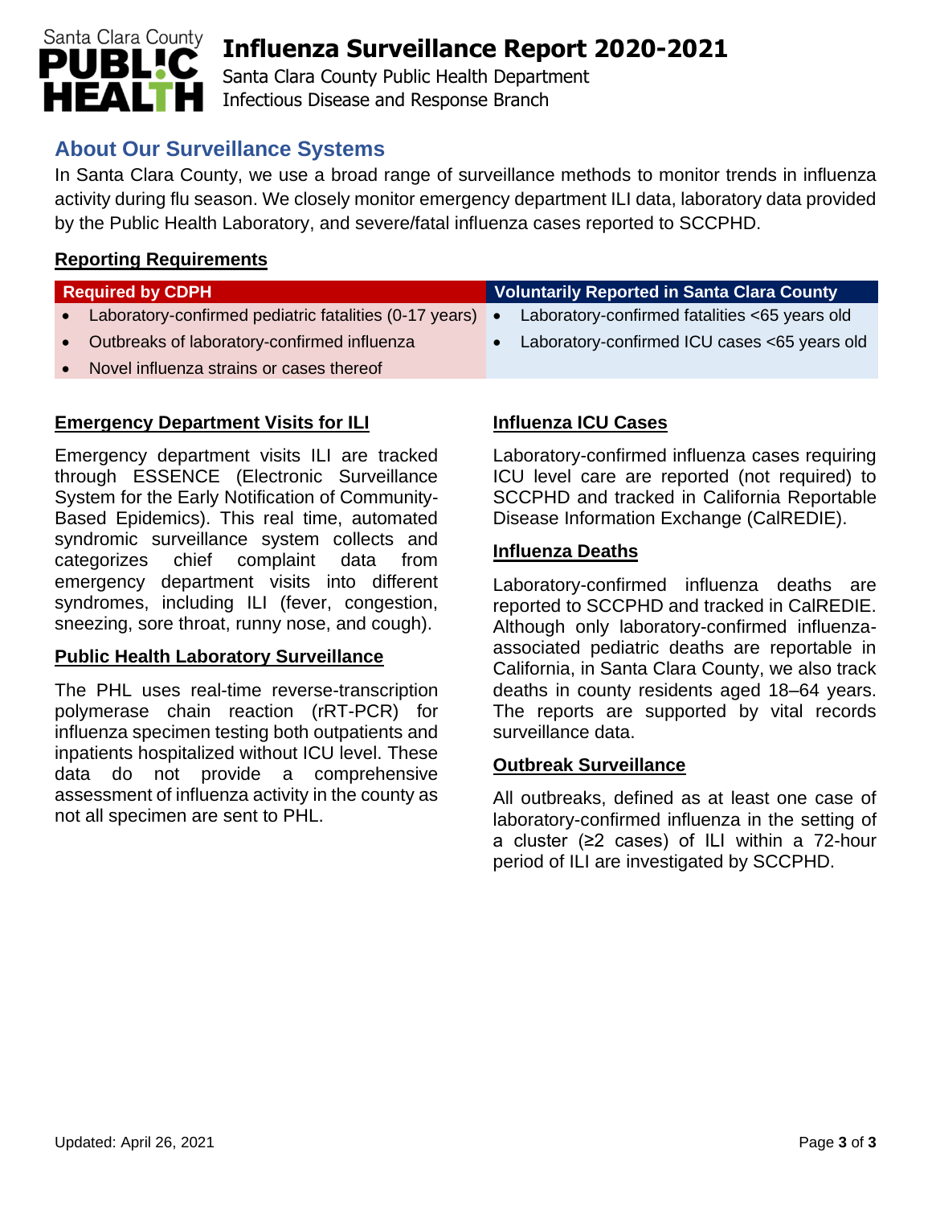# Influenza Surveillance Report 2020-2021

Santa Clara County Public Health Department
Infectious Disease and Response Branch

## About Our Surveillance Systems

In Santa Clara County, we use a broad range of surveillance methods to monitor trends in influenza activity during flu season. We closely monitor emergency department ILI data, laboratory data provided by the Public Health Laboratory, and severe/fatal influenza cases reported to SCCPHD.

### Reporting Requirements

| Required by CDPH | Voluntarily Reported in Santa Clara County |
|---|---|
| • Laboratory-confirmed pediatric fatalities (0-17 years) | • Laboratory-confirmed fatalities <65 years old |
| • Outbreaks of laboratory-confirmed influenza | • Laboratory-confirmed ICU cases <65 years old |
| • Novel influenza strains or cases thereof | |

### Emergency Department Visits for ILI

Emergency department visits ILI are tracked through ESSENCE (Electronic Surveillance System for the Early Notification of Community-Based Epidemics). This real time, automated syndromic surveillance system collects and categorizes chief complaint data from emergency department visits into different syndromes, including ILI (fever, congestion, sneezing, sore throat, runny nose, and cough).

### Public Health Laboratory Surveillance

The PHL uses real-time reverse-transcription polymerase chain reaction (rRT-PCR) for influenza specimen testing both outpatients and inpatients hospitalized without ICU level. These data do not provide a comprehensive assessment of influenza activity in the county as not all specimen are sent to PHL.

### Influenza ICU Cases

Laboratory-confirmed influenza cases requiring ICU level care are reported (not required) to SCCPHD and tracked in California Reportable Disease Information Exchange (CalREDIE).

### Influenza Deaths

Laboratory-confirmed influenza deaths are reported to SCCPHD and tracked in CalREDIE. Although only laboratory-confirmed influenza-associated pediatric deaths are reportable in California, in Santa Clara County, we also track deaths in county residents aged 18–64 years. The reports are supported by vital records surveillance data.

### Outbreak Surveillance

All outbreaks, defined as at least one case of laboratory-confirmed influenza in the setting of a cluster (≥2 cases) of ILI within a 72-hour period of ILI are investigated by SCCPHD.

Updated: April 26, 2021